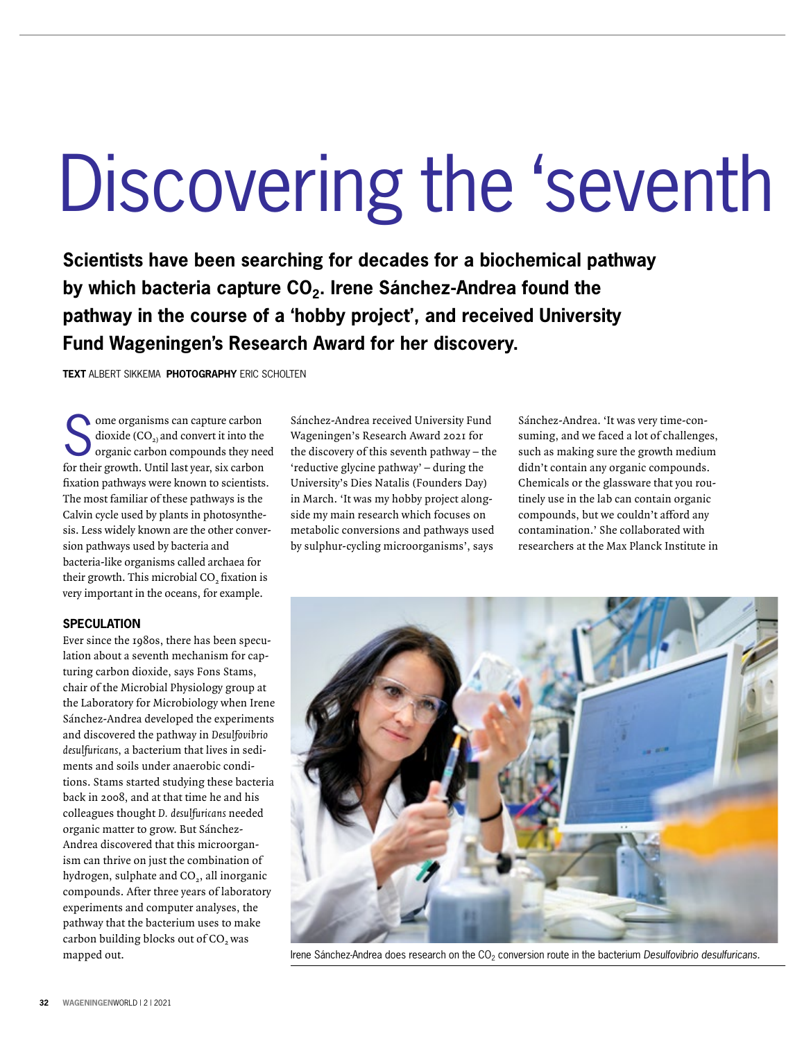# Discovering the 'seventh

**Scientists have been searching for decades for a biochemical pathway by which bacteria capture $CO_2$. Irene Sánchez-Andrea found the pathway in the course of a 'hobby project', and received University Fund Wageningen's Research Award for her discovery.**

**TEXT** ALBERT SIKKEMA **PHOTOGRAPHY** ERIC SCHOLTEN

Some organisms can capture carbon dioxide ($CO_2$) and convert it into the organic carbon compounds they need for their growth. Until last year, six carbon fixation pathways were known to scientists. The most familiar of these pathways is the Calvin cycle used by plants in photosynthesis. Less widely known are the other conversion pathways used by bacteria and bacteria-like organisms called archaea for their growth. This microbial $CO_2$ fixation is very important in the oceans, for example.

## SPECULATION

Ever since the 1980s, there has been speculation about a seventh mechanism for capturing carbon dioxide, says Fons Stams, chair of the Microbial Physiology group at the Laboratory for Microbiology when Irene Sánchez-Andrea developed the experiments and discovered the pathway in *Desulfovibrio desulfuricans*, a bacterium that lives in sediments and soils under anaerobic conditions. Stams started studying these bacteria back in 2008, and at that time he and his colleagues thought *D. desulfuricans* needed organic matter to grow. But Sánchez-Andrea discovered that this microorganism can thrive on just the combination of hydrogen, sulphate and $CO_2$, all inorganic compounds. After three years of laboratory experiments and computer analyses, the pathway that the bacterium uses to make carbon building blocks out of $CO_2$ was mapped out.

Sánchez-Andrea received University Fund Wageningen's Research Award 2021 for the discovery of this seventh pathway – the 'reductive glycine pathway' – during the University's Dies Natalis (Founders Day) in March. 'It was my hobby project alongside my main research which focuses on metabolic conversions and pathways used by sulphur-cycling microorganisms', says Sánchez-Andrea. 'It was very time-consuming, and we faced a lot of challenges, such as making sure the growth medium didn't contain any organic compounds. Chemicals or the glassware that you routinely use in the lab can contain organic compounds, but we couldn't afford any contamination.' She collaborated with researchers at the Max Planck Institute in

Irene Sánchez-Andrea does research on the $CO_2$ conversion route in the bacterium *Desulfovibrio desulfuricans*.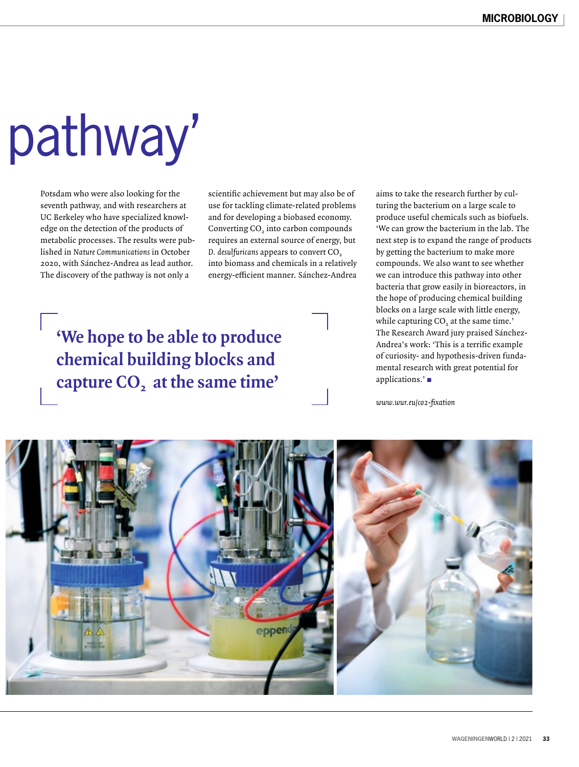# pathway'

Potsdam who were also looking for the seventh pathway, and with researchers at UC Berkeley who have specialized knowledge on the detection of the products of metabolic processes. The results were published in *Nature Communications* in October 2020, with Sánchez-Andrea as lead author. The discovery of the pathway is not only a scientific achievement but may also be of use for tackling climate-related problems and for developing a biobased economy. Converting $CO_2$ into carbon compounds requires an external source of energy, but *D. desulfuricans* appears to convert $CO_2$ into biomass and chemicals in a relatively energy-efficient manner. Sánchez-Andrea aims to take the research further by culturing the bacterium on a large scale to produce useful chemicals such as biofuels. 'We can grow the bacterium in the lab. The next step is to expand the range of products by getting the bacterium to make more compounds. We also want to see whether we can introduce this pathway into other bacteria that grow easily in bioreactors, in the hope of producing chemical building blocks on a large scale with little energy, while capturing $CO_2$ at the same time.' The Research Award jury praised Sánchez-Andrea's work: 'This is a terrific example of curiosity- and hypothesis-driven fundamental research with great potential for applications.' ■

**'We hope to be able to produce chemical building blocks and capture $CO_2$ at the same time'**

*www.wur.eu/co2-fixation*